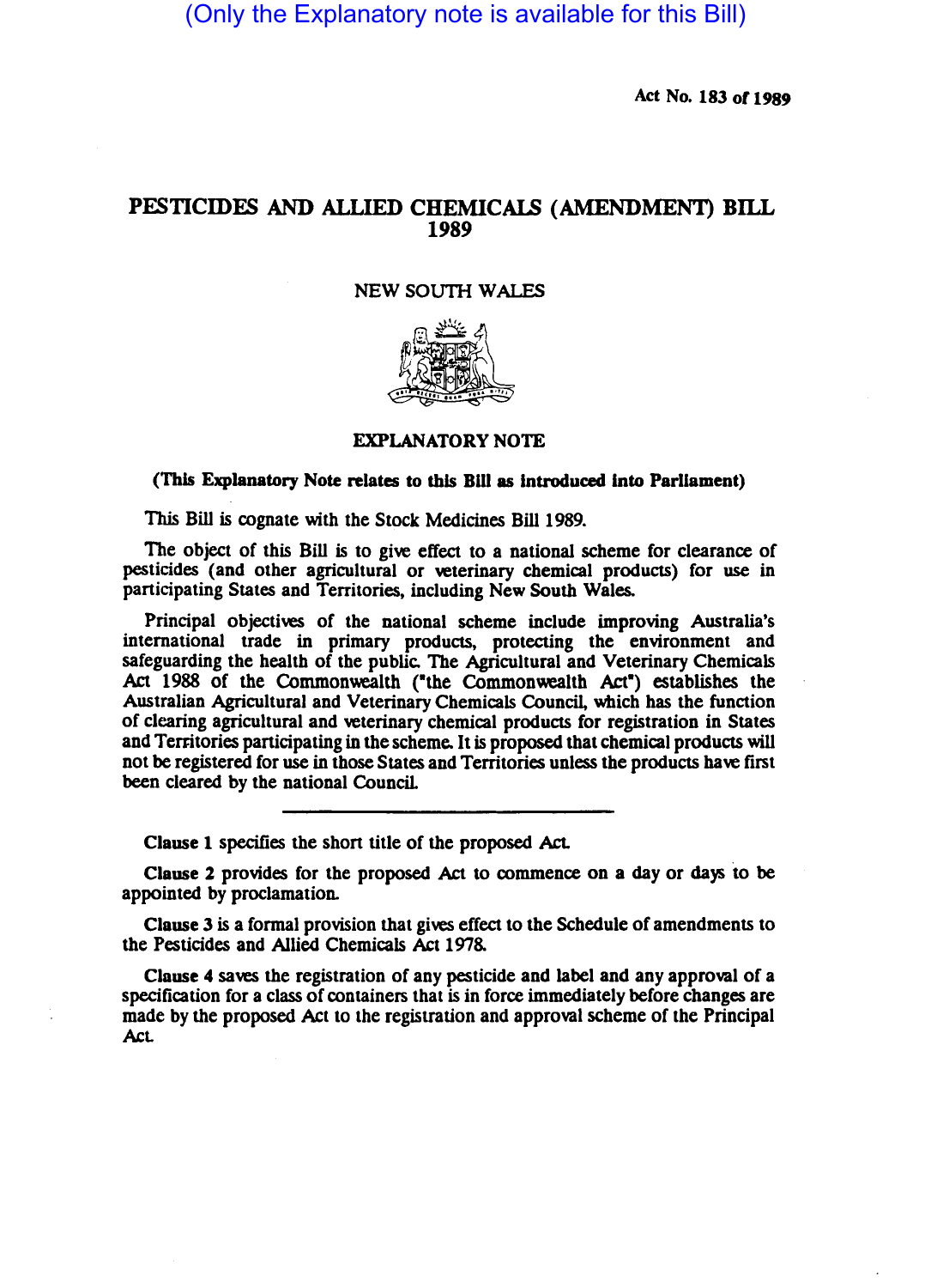(Only the Explanatory note is available for this Bill)

Act No. 183 of 1989

# PESTICIDES AND ALLIED CHEMICALS (AMENDMENT) BILL 1989

NEW SOUTH WALES

## EXPLANATORY NOTE

**(This Explanatory Note relates to this Bill as introduced into Parliament)**

This Bill is cognate with the Stock Medicines Bill 1989.

The object of this Bill is to give effect to a national scheme for clearance of pesticides (and other agricultural or veterinary chemical products) for use in participating States and Territories, including New South Wales.

Principal objectives of the national scheme include improving Australia's international trade in primary products, protecting the environment and safeguarding the health of the public. The Agricultural and Veterinary Chemicals Act 1988 of the Commonwealth ("the Commonwealth Act") establishes the Australian Agricultural and Veterinary Chemicals Council, which has the function of clearing agricultural and veterinary chemical products for registration in States and Territories participating in the scheme. It is proposed that chemical products will not be registered for use in those States and Territories unless the products have first been cleared by the national Council.

---

**Clause 1** specifies the short title of the proposed Act.

**Clause 2** provides for the proposed Act to commence on a day or days to be appointed by proclamation.

**Clause 3** is a formal provision that gives effect to the Schedule of amendments to the Pesticides and Allied Chemicals Act 1978.

**Clause 4** saves the registration of any pesticide and label and any approval of a specification for a class of containers that is in force immediately before changes are made by the proposed Act to the registration and approval scheme of the Principal Act.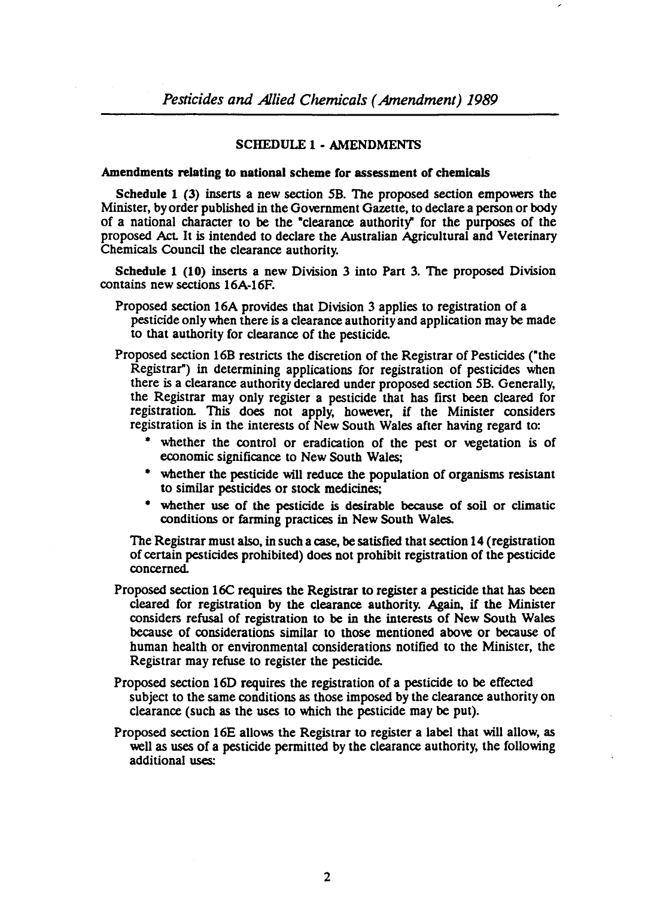## SCHEDULE 1 - AMENDMENTS

**Amendments relating to national scheme for assessment of chemicals**

**Schedule 1 (3)** inserts a new section 5B. The proposed section empowers the Minister, by order published in the Government Gazette, to declare a person or body of a national character to be the "clearance authority" for the purposes of the proposed Act. It is intended to declare the Australian Agricultural and Veterinary Chemicals Council the clearance authority.

**Schedule 1 (10)** inserts a new Division 3 into Part 3. The proposed Division contains new sections 16A-16F.

Proposed section 16A provides that Division 3 applies to registration of a pesticide only when there is a clearance authority and application may be made to that authority for clearance of the pesticide.

Proposed section 16B restricts the discretion of the Registrar of Pesticides ("the Registrar") in determining applications for registration of pesticides when there is a clearance authority declared under proposed section 5B. Generally, the Registrar may only register a pesticide that has first been cleared for registration. This does not apply, however, if the Minister considers registration is in the interests of New South Wales after having regard to:

- whether the control or eradication of the pest or vegetation is of economic significance to New South Wales;
- whether the pesticide will reduce the population of organisms resistant to similar pesticides or stock medicines;
- whether use of the pesticide is desirable because of soil or climatic conditions or farming practices in New South Wales.

The Registrar must also, in such a case, be satisfied that section 14 (registration of certain pesticides prohibited) does not prohibit registration of the pesticide concerned.

Proposed section 16C requires the Registrar to register a pesticide that has been cleared for registration by the clearance authority. Again, if the Minister considers refusal of registration to be in the interests of New South Wales because of considerations similar to those mentioned above or because of human health or environmental considerations notified to the Minister, the Registrar may refuse to register the pesticide.

Proposed section 16D requires the registration of a pesticide to be effected subject to the same conditions as those imposed by the clearance authority on clearance (such as the uses to which the pesticide may be put).

Proposed section 16E allows the Registrar to register a label that will allow, as well as uses of a pesticide permitted by the clearance authority, the following additional uses: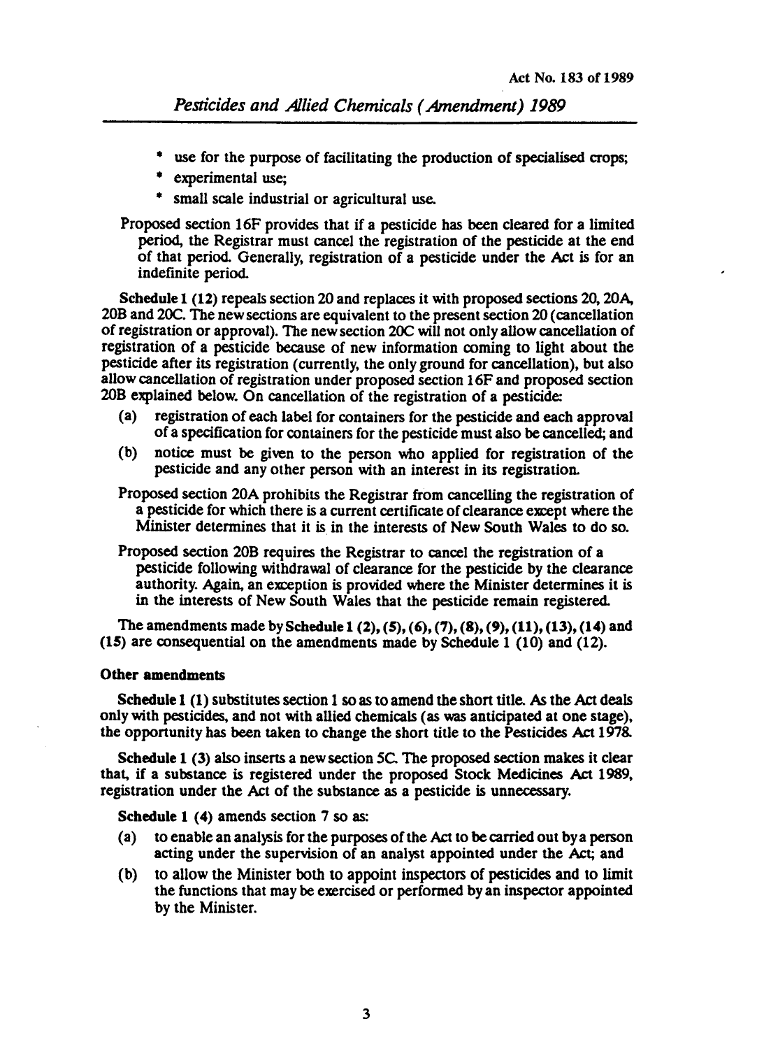* use for the purpose of facilitating the production of specialised crops;
* experimental use;
* small scale industrial or agricultural use.

Proposed section 16F provides that if a pesticide has been cleared for a limited period, the Registrar must cancel the registration of the pesticide at the end of that period. Generally, registration of a pesticide under the Act is for an indefinite period.

**Schedule 1 (12)** repeals section 20 and replaces it with proposed sections 20, 20A, 20B and 20C. The new sections are equivalent to the present section 20 (cancellation of registration or approval). The new section 20C will not only allow cancellation of registration of a pesticide because of new information coming to light about the pesticide after its registration (currently, the only ground for cancellation), but also allow cancellation of registration under proposed section 16F and proposed section 20B explained below. On cancellation of the registration of a pesticide:

(a) registration of each label for containers for the pesticide and each approval of a specification for containers for the pesticide must also be cancelled; and

(b) notice must be given to the person who applied for registration of the pesticide and any other person with an interest in its registration.

Proposed section 20A prohibits the Registrar from cancelling the registration of a pesticide for which there is a current certificate of clearance except where the Minister determines that it is in the interests of New South Wales to do so.

Proposed section 20B requires the Registrar to cancel the registration of a pesticide following withdrawal of clearance for the pesticide by the clearance authority. Again, an exception is provided where the Minister determines it is in the interests of New South Wales that the pesticide remain registered.

The amendments made by **Schedule 1 (2), (5), (6), (7), (8), (9), (11), (13), (14)** and **(15)** are consequential on the amendments made by Schedule 1 (10) and (12).

**Other amendments**

**Schedule 1 (1)** substitutes section 1 so as to amend the short title. As the Act deals only with pesticides, and not with allied chemicals (as was anticipated at one stage), the opportunity has been taken to change the short title to the Pesticides Act 1978.

**Schedule 1 (3)** also inserts a new section 5C. The proposed section makes it clear that, if a substance is registered under the proposed Stock Medicines Act 1989, registration under the Act of the substance as a pesticide is unnecessary.

**Schedule 1 (4)** amends section 7 so as:

(a) to enable an analysis for the purposes of the Act to be carried out by a person acting under the supervision of an analyst appointed under the Act; and

(b) to allow the Minister both to appoint inspectors of pesticides and to limit the functions that may be exercised or performed by an inspector appointed by the Minister.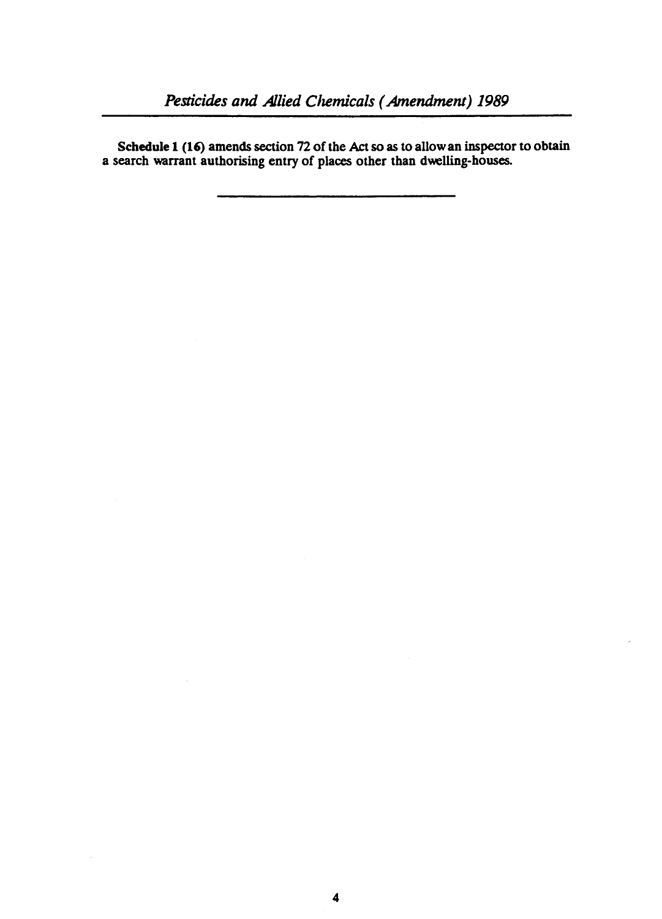**Schedule 1 (16)** amends section 72 of the Act so as to allow an inspector to obtain a search warrant authorising entry of places other than dwelling-houses.